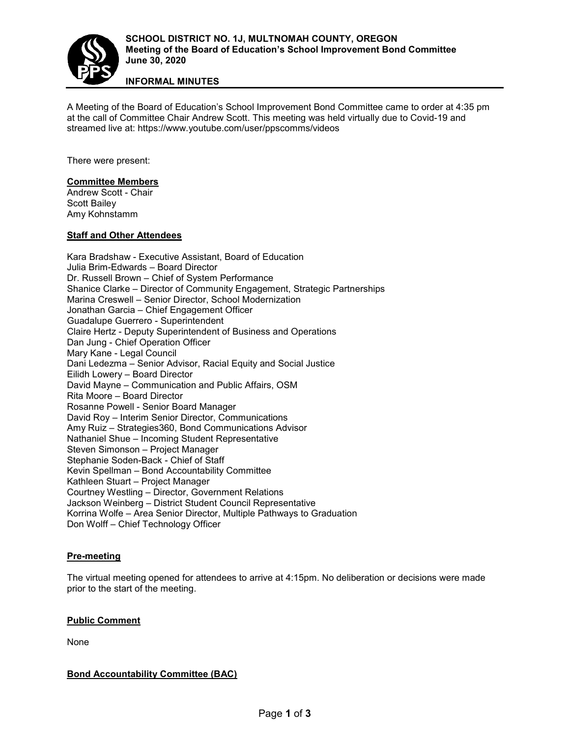**SCHOOL DISTRICT NO. 1J, MULTNOMAH COUNTY, OREGON**
**Meeting of the Board of Education's School Improvement Bond Committee**
**June 30, 2020**

**INFORMAL MINUTES**

A Meeting of the Board of Education's School Improvement Bond Committee came to order at 4:35 pm at the call of Committee Chair Andrew Scott. This meeting was held virtually due to Covid-19 and streamed live at: https://www.youtube.com/user/ppscomms/videos

There were present:

**Committee Members**

Andrew Scott - Chair
Scott Bailey
Amy Kohnstamm

**Staff and Other Attendees**

Kara Bradshaw - Executive Assistant, Board of Education
Julia Brim-Edwards – Board Director
Dr. Russell Brown – Chief of System Performance
Shanice Clarke – Director of Community Engagement, Strategic Partnerships
Marina Creswell – Senior Director, School Modernization
Jonathan Garcia – Chief Engagement Officer
Guadalupe Guerrero - Superintendent
Claire Hertz - Deputy Superintendent of Business and Operations
Dan Jung - Chief Operation Officer
Mary Kane - Legal Council
Dani Ledezma – Senior Advisor, Racial Equity and Social Justice
Eilidh Lowery – Board Director
David Mayne – Communication and Public Affairs, OSM
Rita Moore – Board Director
Rosanne Powell - Senior Board Manager
David Roy – Interim Senior Director, Communications
Amy Ruiz – Strategies360, Bond Communications Advisor
Nathaniel Shue – Incoming Student Representative
Steven Simonson – Project Manager
Stephanie Soden-Back - Chief of Staff
Kevin Spellman – Bond Accountability Committee
Kathleen Stuart – Project Manager
Courtney Westling – Director, Government Relations
Jackson Weinberg – District Student Council Representative
Korrina Wolfe – Area Senior Director, Multiple Pathways to Graduation
Don Wolff – Chief Technology Officer

**Pre-meeting**

The virtual meeting opened for attendees to arrive at 4:15pm. No deliberation or decisions were made prior to the start of the meeting.

**Public Comment**

None

**Bond Accountability Committee (BAC)**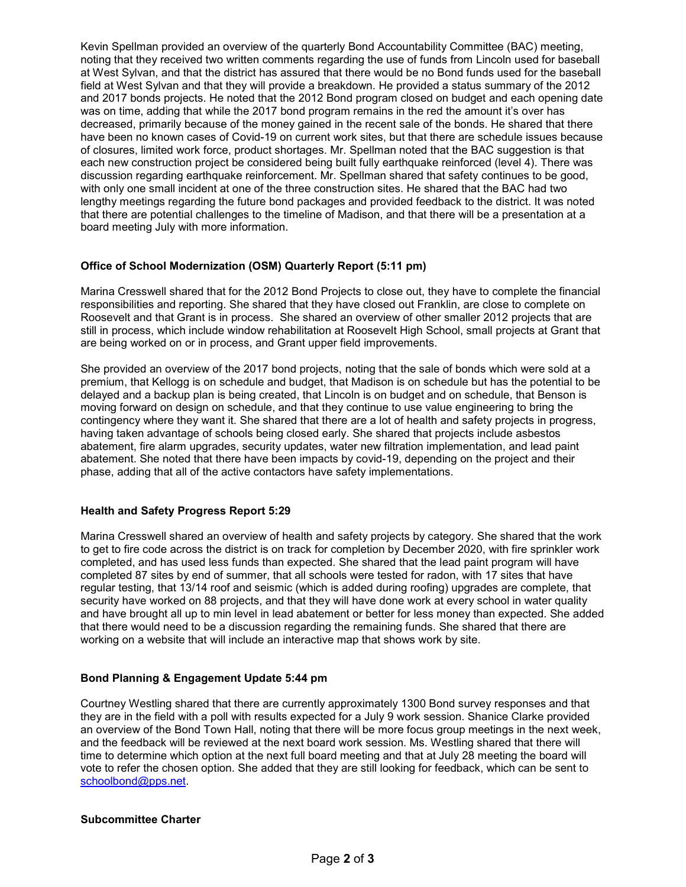Kevin Spellman provided an overview of the quarterly Bond Accountability Committee (BAC) meeting, noting that they received two written comments regarding the use of funds from Lincoln used for baseball at West Sylvan, and that the district has assured that there would be no Bond funds used for the baseball field at West Sylvan and that they will provide a breakdown. He provided a status summary of the 2012 and 2017 bonds projects. He noted that the 2012 Bond program closed on budget and each opening date was on time, adding that while the 2017 bond program remains in the red the amount it's over has decreased, primarily because of the money gained in the recent sale of the bonds. He shared that there have been no known cases of Covid-19 on current work sites, but that there are schedule issues because of closures, limited work force, product shortages. Mr. Spellman noted that the BAC suggestion is that each new construction project be considered being built fully earthquake reinforced (level 4). There was discussion regarding earthquake reinforcement. Mr. Spellman shared that safety continues to be good, with only one small incident at one of the three construction sites. He shared that the BAC had two lengthy meetings regarding the future bond packages and provided feedback to the district. It was noted that there are potential challenges to the timeline of Madison, and that there will be a presentation at a board meeting July with more information.

### Office of School Modernization (OSM) Quarterly Report (5:11 pm)

Marina Cresswell shared that for the 2012 Bond Projects to close out, they have to complete the financial responsibilities and reporting. She shared that they have closed out Franklin, are close to complete on Roosevelt and that Grant is in process. She shared an overview of other smaller 2012 projects that are still in process, which include window rehabilitation at Roosevelt High School, small projects at Grant that are being worked on or in process, and Grant upper field improvements.

She provided an overview of the 2017 bond projects, noting that the sale of bonds which were sold at a premium, that Kellogg is on schedule and budget, that Madison is on schedule but has the potential to be delayed and a backup plan is being created, that Lincoln is on budget and on schedule, that Benson is moving forward on design on schedule, and that they continue to use value engineering to bring the contingency where they want it. She shared that there are a lot of health and safety projects in progress, having taken advantage of schools being closed early. She shared that projects include asbestos abatement, fire alarm upgrades, security updates, water new filtration implementation, and lead paint abatement. She noted that there have been impacts by covid-19, depending on the project and their phase, adding that all of the active contactors have safety implementations.

### Health and Safety Progress Report 5:29

Marina Cresswell shared an overview of health and safety projects by category. She shared that the work to get to fire code across the district is on track for completion by December 2020, with fire sprinkler work completed, and has used less funds than expected. She shared that the lead paint program will have completed 87 sites by end of summer, that all schools were tested for radon, with 17 sites that have regular testing, that 13/14 roof and seismic (which is added during roofing) upgrades are complete, that security have worked on 88 projects, and that they will have done work at every school in water quality and have brought all up to min level in lead abatement or better for less money than expected. She added that there would need to be a discussion regarding the remaining funds. She shared that there are working on a website that will include an interactive map that shows work by site.

### Bond Planning & Engagement Update 5:44 pm

Courtney Westling shared that there are currently approximately 1300 Bond survey responses and that they are in the field with a poll with results expected for a July 9 work session. Shanice Clarke provided an overview of the Bond Town Hall, noting that there will be more focus group meetings in the next week, and the feedback will be reviewed at the next board work session. Ms. Westling shared that there will time to determine which option at the next full board meeting and that at July 28 meeting the board will vote to refer the chosen option. She added that they are still looking for feedback, which can be sent to schoolbond@pps.net.

### Subcommittee Charter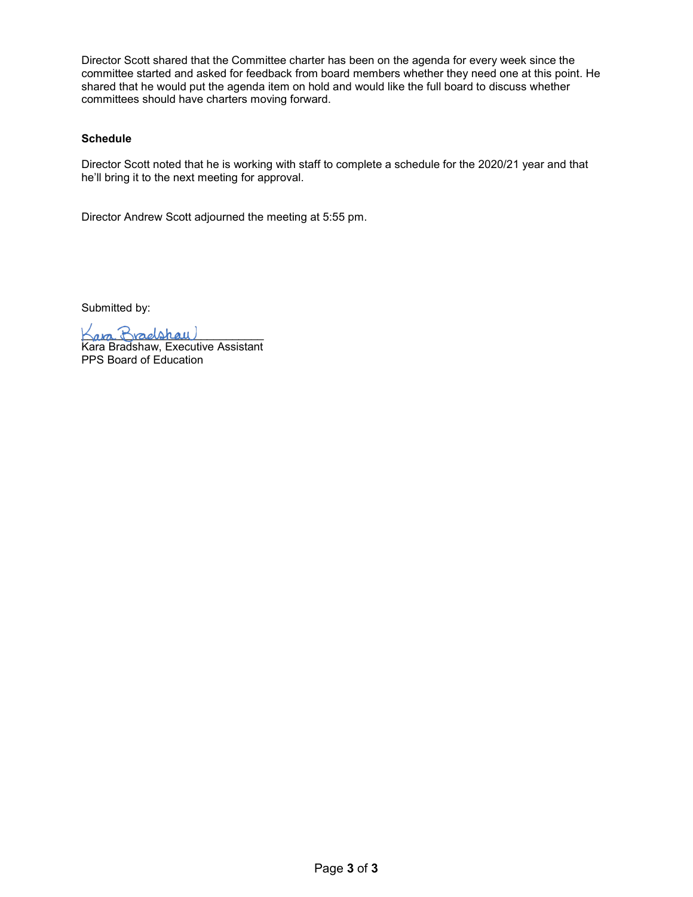Director Scott shared that the Committee charter has been on the agenda for every week since the committee started and asked for feedback from board members whether they need one at this point. He shared that he would put the agenda item on hold and would like the full board to discuss whether committees should have charters moving forward.

**Schedule**

Director Scott noted that he is working with staff to complete a schedule for the 2020/21 year and that he'll bring it to the next meeting for approval.

Director Andrew Scott adjourned the meeting at 5:55 pm.

Submitted by:

Kara Bradshaw
Kara Bradshaw, Executive Assistant
PPS Board of Education